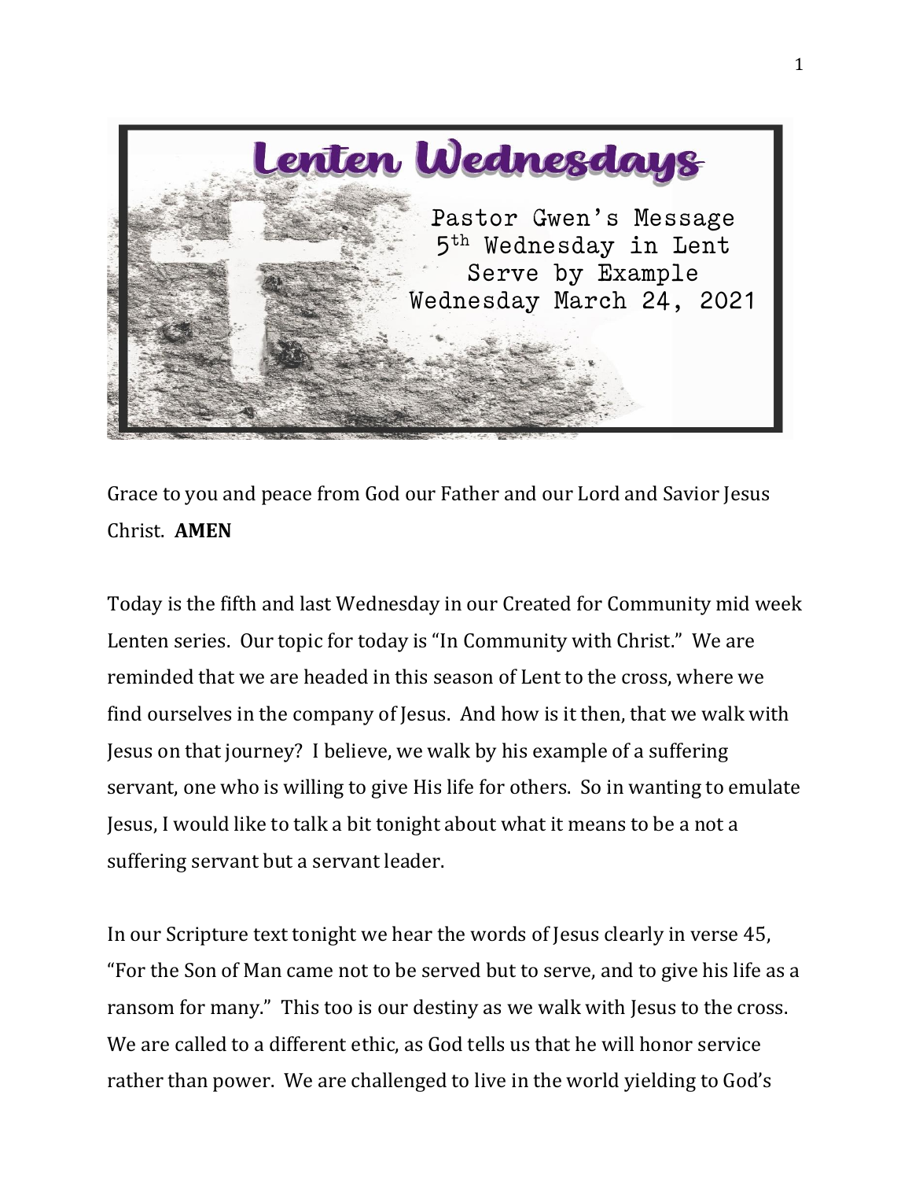# Lenten Wednesdays

Pastor Gwen's Message
5th Wednesday in Lent
Serve by Example
Wednesday March 24, 2021

Grace to you and peace from God our Father and our Lord and Savior Jesus Christ. **AMEN**

Today is the fifth and last Wednesday in our Created for Community mid week Lenten series. Our topic for today is "In Community with Christ." We are reminded that we are headed in this season of Lent to the cross, where we find ourselves in the company of Jesus. And how is it then, that we walk with Jesus on that journey? I believe, we walk by his example of a suffering servant, one who is willing to give His life for others. So in wanting to emulate Jesus, I would like to talk a bit tonight about what it means to be a not a suffering servant but a servant leader.

In our Scripture text tonight we hear the words of Jesus clearly in verse 45, "For the Son of Man came not to be served but to serve, and to give his life as a ransom for many." This too is our destiny as we walk with Jesus to the cross. We are called to a different ethic, as God tells us that he will honor service rather than power. We are challenged to live in the world yielding to God's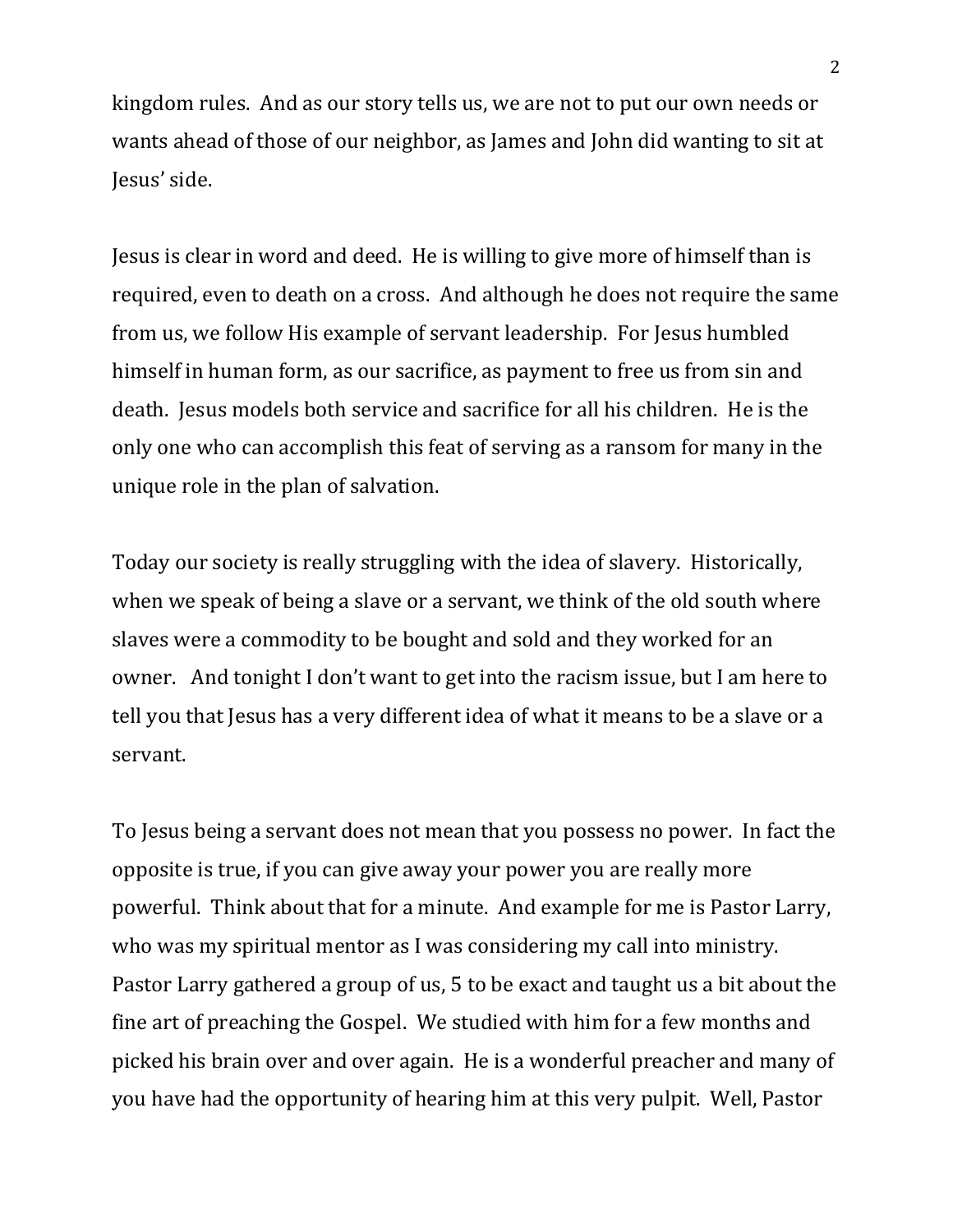kingdom rules. And as our story tells us, we are not to put our own needs or wants ahead of those of our neighbor, as James and John did wanting to sit at Jesus' side.

Jesus is clear in word and deed. He is willing to give more of himself than is required, even to death on a cross. And although he does not require the same from us, we follow His example of servant leadership. For Jesus humbled himself in human form, as our sacrifice, as payment to free us from sin and death. Jesus models both service and sacrifice for all his children. He is the only one who can accomplish this feat of serving as a ransom for many in the unique role in the plan of salvation.

Today our society is really struggling with the idea of slavery. Historically, when we speak of being a slave or a servant, we think of the old south where slaves were a commodity to be bought and sold and they worked for an owner. And tonight I don't want to get into the racism issue, but I am here to tell you that Jesus has a very different idea of what it means to be a slave or a servant.

To Jesus being a servant does not mean that you possess no power. In fact the opposite is true, if you can give away your power you are really more powerful. Think about that for a minute. And example for me is Pastor Larry, who was my spiritual mentor as I was considering my call into ministry. Pastor Larry gathered a group of us, 5 to be exact and taught us a bit about the fine art of preaching the Gospel. We studied with him for a few months and picked his brain over and over again. He is a wonderful preacher and many of you have had the opportunity of hearing him at this very pulpit. Well, Pastor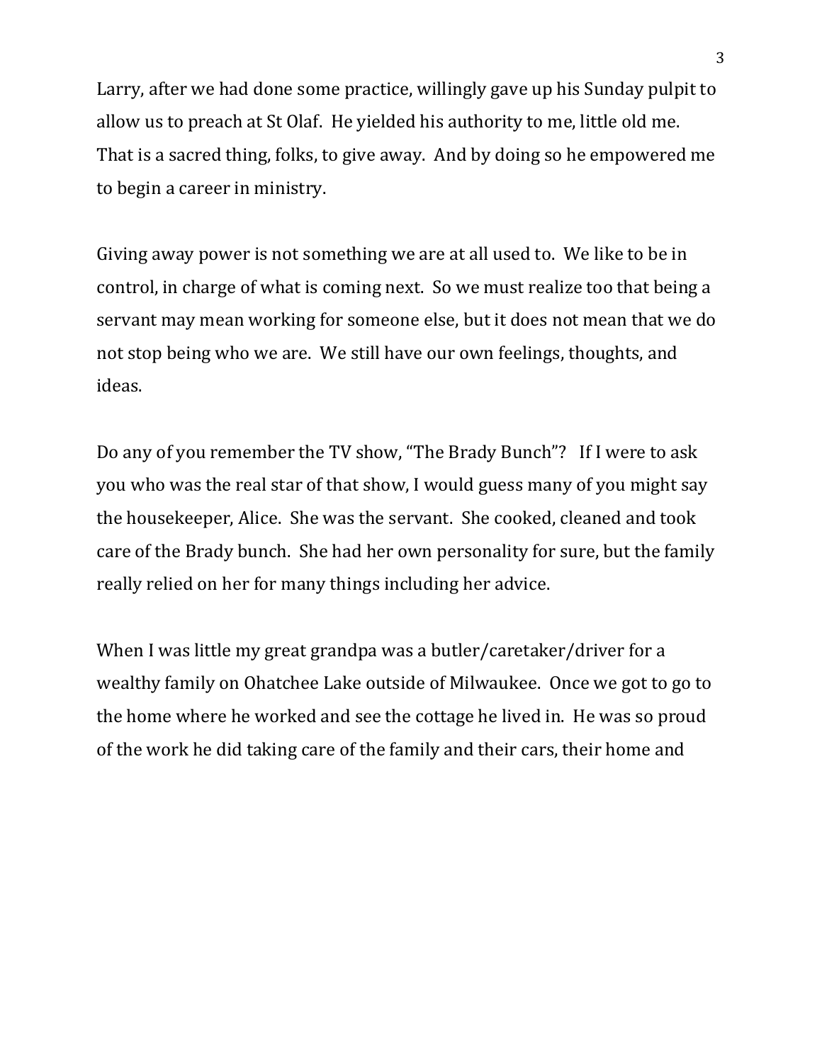Larry, after we had done some practice, willingly gave up his Sunday pulpit to allow us to preach at St Olaf. He yielded his authority to me, little old me. That is a sacred thing, folks, to give away. And by doing so he empowered me to begin a career in ministry.

Giving away power is not something we are at all used to. We like to be in control, in charge of what is coming next. So we must realize too that being a servant may mean working for someone else, but it does not mean that we do not stop being who we are. We still have our own feelings, thoughts, and ideas.

Do any of you remember the TV show, "The Brady Bunch"? If I were to ask you who was the real star of that show, I would guess many of you might say the housekeeper, Alice. She was the servant. She cooked, cleaned and took care of the Brady bunch. She had her own personality for sure, but the family really relied on her for many things including her advice.

When I was little my great grandpa was a butler/caretaker/driver for a wealthy family on Ohatchee Lake outside of Milwaukee. Once we got to go to the home where he worked and see the cottage he lived in. He was so proud of the work he did taking care of the family and their cars, their home and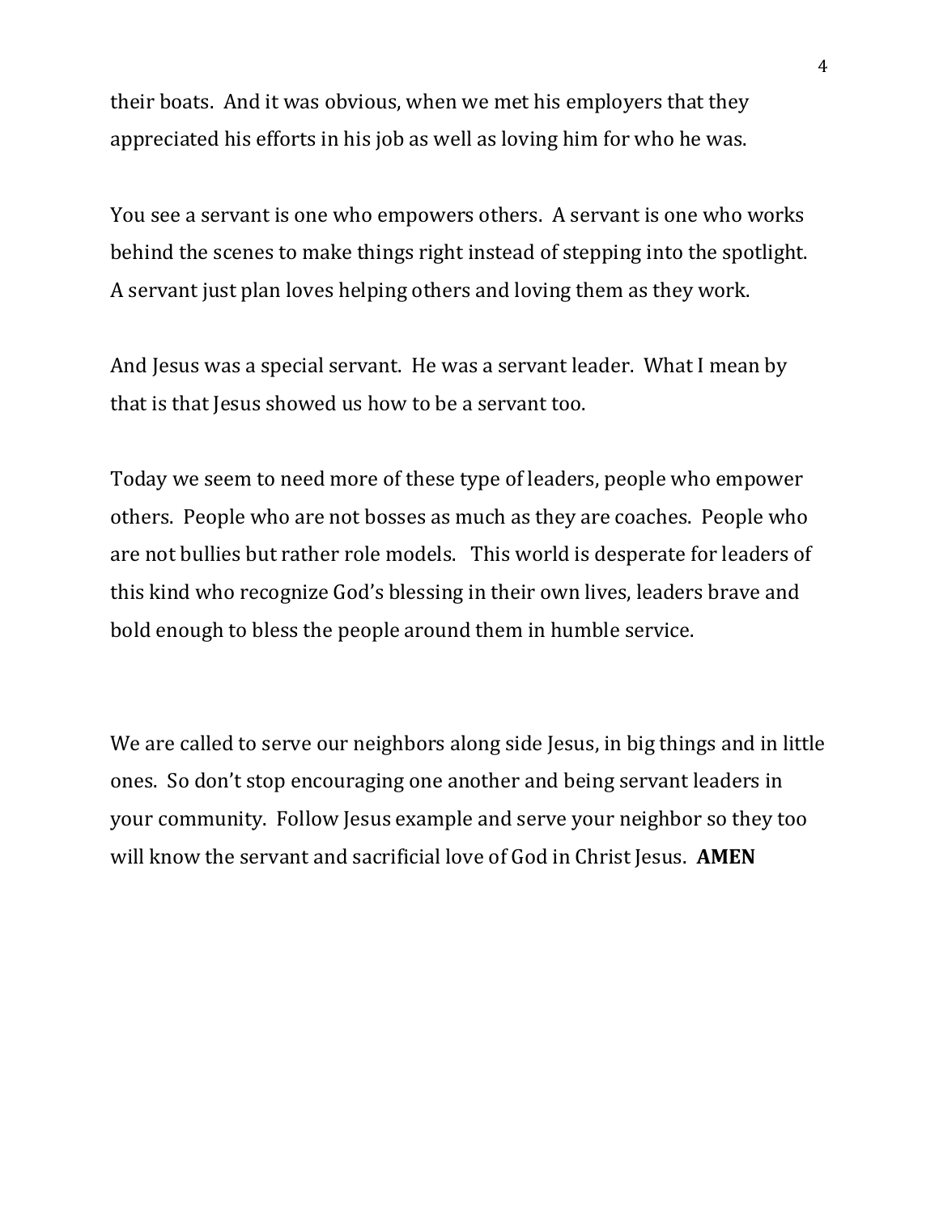their boats. And it was obvious, when we met his employers that they appreciated his efforts in his job as well as loving him for who he was.

You see a servant is one who empowers others. A servant is one who works behind the scenes to make things right instead of stepping into the spotlight. A servant just plan loves helping others and loving them as they work.

And Jesus was a special servant. He was a servant leader. What I mean by that is that Jesus showed us how to be a servant too.

Today we seem to need more of these type of leaders, people who empower others. People who are not bosses as much as they are coaches. People who are not bullies but rather role models. This world is desperate for leaders of this kind who recognize God's blessing in their own lives, leaders brave and bold enough to bless the people around them in humble service.

We are called to serve our neighbors along side Jesus, in big things and in little ones. So don't stop encouraging one another and being servant leaders in your community. Follow Jesus example and serve your neighbor so they too will know the servant and sacrificial love of God in Christ Jesus. **AMEN**